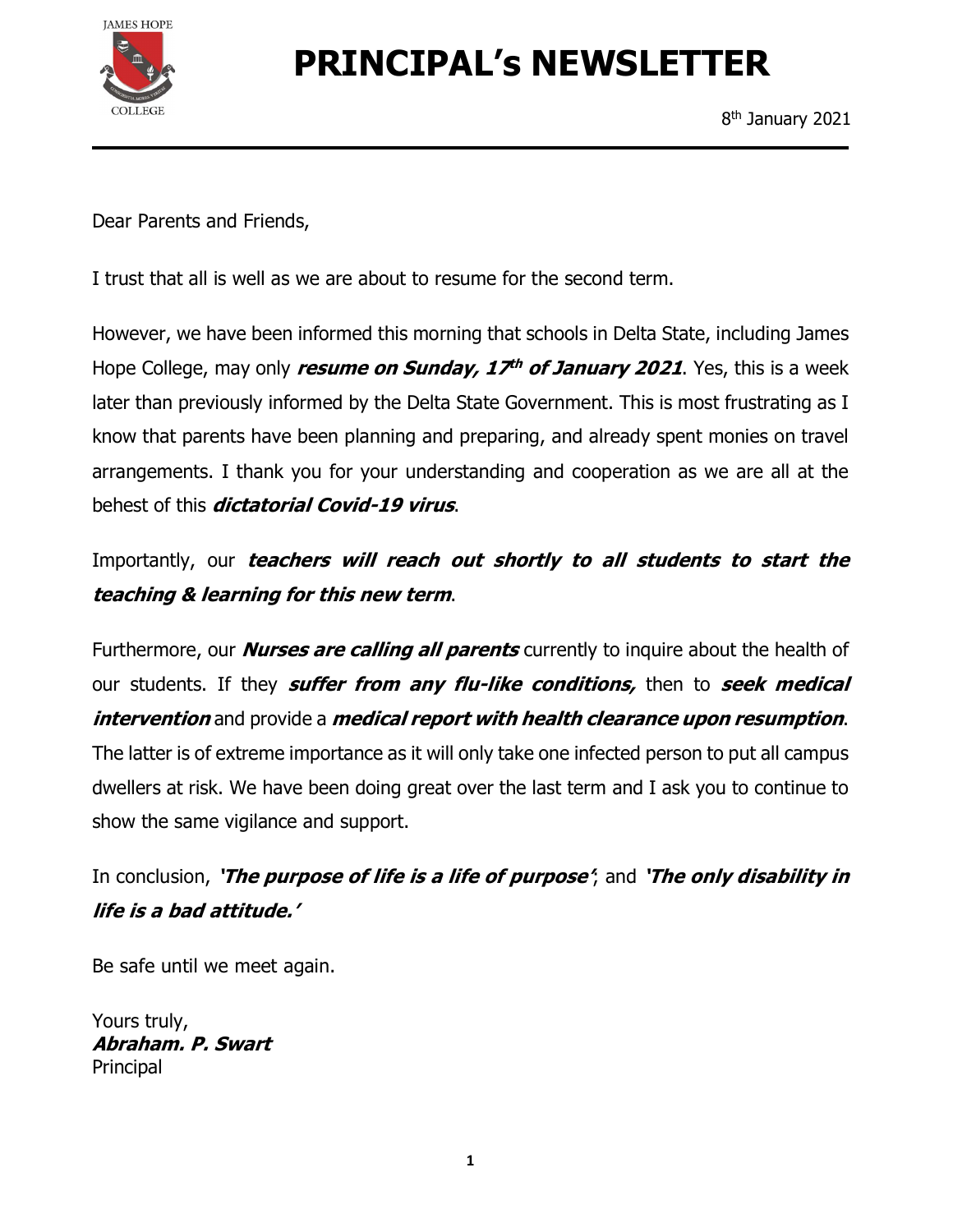# PRINCIPAL's NEWSLETTER

8th January 2021

Dear Parents and Friends,

I trust that all is well as we are about to resume for the second term.

However, we have been informed this morning that schools in Delta State, including James Hope College, may only ***resume on Sunday, 17th of January 2021***. Yes, this is a week later than previously informed by the Delta State Government. This is most frustrating as I know that parents have been planning and preparing, and already spent monies on travel arrangements. I thank you for your understanding and cooperation as we are all at the behest of this ***dictatorial Covid-19 virus***.

Importantly, our ***teachers will reach out shortly to all students to start the teaching & learning for this new term***.

Furthermore, our ***Nurses are calling all parents*** currently to inquire about the health of our students. If they ***suffer from any flu-like conditions,*** then to ***seek medical intervention*** and provide a ***medical report with health clearance upon resumption***. The latter is of extreme importance as it will only take one infected person to put all campus dwellers at risk. We have been doing great over the last term and I ask you to continue to show the same vigilance and support.

In conclusion, ***'The purpose of life is a life of purpose'***; and ***'The only disability in life is a bad attitude.'***

Be safe until we meet again.

Yours truly,
***Abraham. P. Swart***
Principal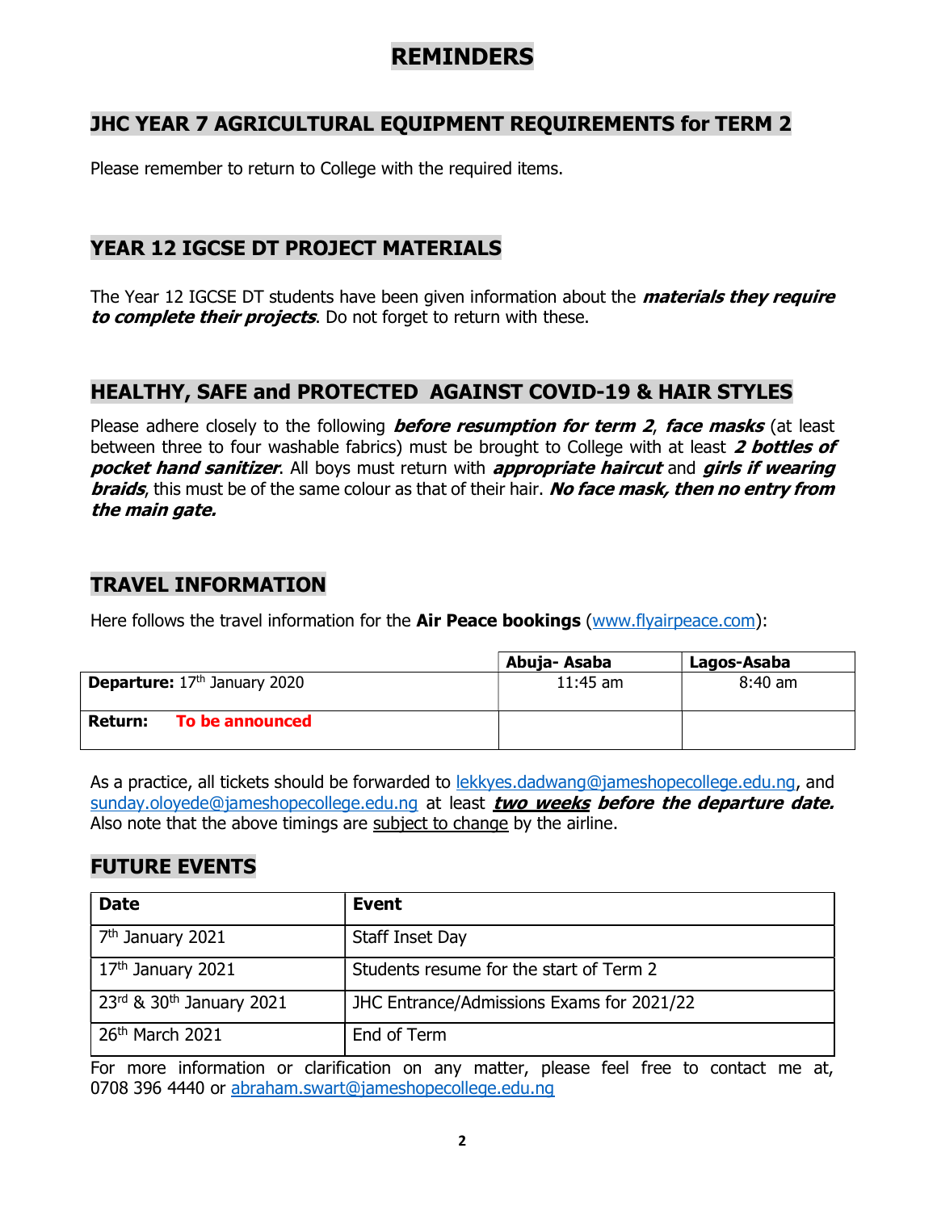# REMINDERS

## JHC YEAR 7 AGRICULTURAL EQUIPMENT REQUIREMENTS for TERM 2

Please remember to return to College with the required items.

## YEAR 12 IGCSE DT PROJECT MATERIALS

The Year 12 IGCSE DT students have been given information about the ***materials they require to complete their projects***. Do not forget to return with these.

## HEALTHY, SAFE and PROTECTED AGAINST COVID-19 & HAIR STYLES

Please adhere closely to the following ***before resumption for term 2***, ***face masks*** (at least between three to four washable fabrics) must be brought to College with at least ***2 bottles of pocket hand sanitizer***. All boys must return with ***appropriate haircut*** and ***girls if wearing braids***, this must be of the same colour as that of their hair. ***No face mask, then no entry from the main gate.***

## TRAVEL INFORMATION

Here follows the travel information for the **Air Peace bookings** (www.flyairpeace.com):

| | Abuja- Asaba | Lagos-Asaba |
|---|---|---|
| **Departure:** 17th January 2020 | 11:45 am | 8:40 am |
| **Return:** To be announced | | |

As a practice, all tickets should be forwarded to lekkyes.dadwang@jameshopecollege.edu.ng, and sunday.oloyede@jameshopecollege.edu.ng at least ***two weeks*** ***before the departure date.*** Also note that the above timings are subject to change by the airline.

## FUTURE EVENTS

| Date | Event |
|---|---|
| 7th January 2021 | Staff Inset Day |
| 17th January 2021 | Students resume for the start of Term 2 |
| 23rd & 30th January 2021 | JHC Entrance/Admissions Exams for 2021/22 |
| 26th March 2021 | End of Term |

For more information or clarification on any matter, please feel free to contact me at, 0708 396 4440 or abraham.swart@jameshopecollege.edu.ng